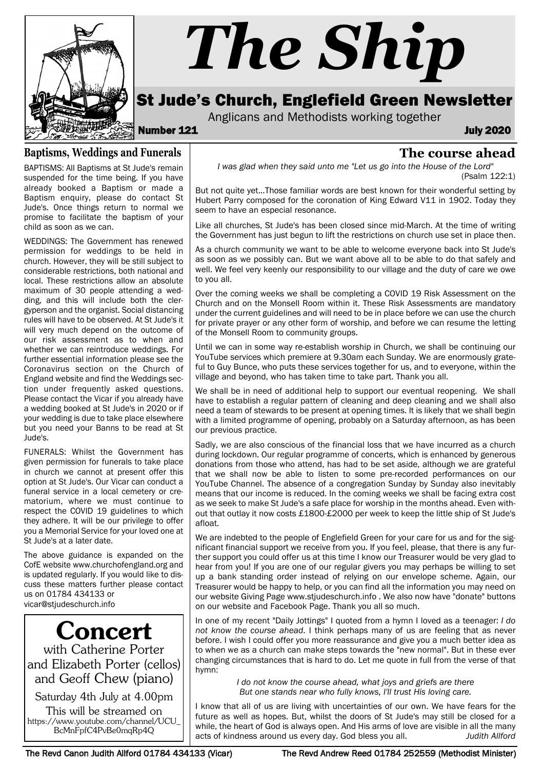# The Ship

## St Jude's Church, Englefield Green Newsletter

Anglicans and Methodists working together

**Number 121** **July 2020**

### Baptisms, Weddings and Funerals

BAPTISMS: All Baptisms at St Jude's remain suspended for the time being. If you have already booked a Baptism or made a Baptism enquiry, please do contact St Jude's. Once things return to normal we promise to facilitate the baptism of your child as soon as we can.

WEDDINGS: The Government has renewed permission for weddings to be held in church. However, they will be still subject to considerable restrictions, both national and local. These restrictions allow an absolute maximum of 30 people attending a wedding, and this will include both the clergyperson and the organist. Social distancing rules will have to be observed. At St Jude's it will very much depend on the outcome of our risk assessment as to when and whether we can reintroduce weddings. For further essential information please see the Coronavirus section on the Church of England website and find the Weddings section under frequently asked questions. Please contact the Vicar if you already have a wedding booked at St Jude's in 2020 or if your wedding is due to take place elsewhere but you need your Banns to be read at St Jude's.

FUNERALS: Whilst the Government has given permission for funerals to take place in church we cannot at present offer this option at St Jude's. Our Vicar can conduct a funeral service in a local cemetery or crematorium, where we must continue to respect the COVID 19 guidelines to which they adhere. It will be our privilege to offer you a Memorial Service for your loved one at St Jude's at a later date.

The above guidance is expanded on the CofE website www.churchofengland.org and is updated regularly. If you would like to discuss these matters further please contact us on 01784 434133 or vicar@stjudeschurch.info

## Concert

with Catherine Porter and Elizabeth Porter (cellos) and Geoff Chew (piano)

Saturday 4th July at 4.00pm

This will be streamed on https://www.youtube.com/channel/UCU_BcMnFpfC4PvBe0mqRp4Q

### The course ahead

*I was glad when they said unto me "Let us go into the House of the Lord"* (Psalm 122:1)

But not quite yet...Those familiar words are best known for their wonderful setting by Hubert Parry composed for the coronation of King Edward V11 in 1902. Today they seem to have an especial resonance.

Like all churches, St Jude's has been closed since mid-March. At the time of writing the Government has just begun to lift the restrictions on church use set in place then.

As a church community we want to be able to welcome everyone back into St Jude's as soon as we possibly can. But we want above all to be able to do that safely and well. We feel very keenly our responsibility to our village and the duty of care we owe to you all.

Over the coming weeks we shall be completing a COVID 19 Risk Assessment on the Church and on the Monsell Room within it. These Risk Assessments are mandatory under the current guidelines and will need to be in place before we can use the church for private prayer or any other form of worship, and before we can resume the letting of the Monsell Room to community groups.

Until we can in some way re-establish worship in Church, we shall be continuing our YouTube services which premiere at 9.30am each Sunday. We are enormously grateful to Guy Bunce, who puts these services together for us, and to everyone, within the village and beyond, who has taken time to take part. Thank you all.

We shall be in need of additional help to support our eventual reopening. We shall have to establish a regular pattern of cleaning and deep cleaning and we shall also need a team of stewards to be present at opening times. It is likely that we shall begin with a limited programme of opening, probably on a Saturday afternoon, as has been our previous practice.

Sadly, we are also conscious of the financial loss that we have incurred as a church during lockdown. Our regular programme of concerts, which is enhanced by generous donations from those who attend, has had to be set aside, although we are grateful that we shall now be able to listen to some pre-recorded performances on our YouTube Channel. The absence of a congregation Sunday by Sunday also inevitably means that our income is reduced. In the coming weeks we shall be facing extra cost as we seek to make St Jude's a safe place for worship in the months ahead. Even without that outlay it now costs £1800-£2000 per week to keep the little ship of St Jude's afloat.

We are indebted to the people of Englefield Green for your care for us and for the significant financial support we receive from you. If you feel, please, that there is any further support you could offer us at this time I know our Treasurer would be very glad to hear from you! If you are one of our regular givers you may perhaps be willing to set up a bank standing order instead of relying on our envelope scheme. Again, our Treasurer would be happy to help, or you can find all the information you may need on our website Giving Page www.stjudeschurch.info . We also now have "donate" buttons on our website and Facebook Page. Thank you all so much.

In one of my recent "Daily Jottings" I quoted from a hymn I loved as a teenager: *I do not know the course ahead*. I think perhaps many of us are feeling that as never before. I wish I could offer you more reassurance and give you a much better idea as to when we as a church can make steps towards the "new normal". But in these ever changing circumstances that is hard to do. Let me quote in full from the verse of that hymn:

*I do not know the course ahead, what joys and griefs are there*
*But one stands near who fully knows, I'll trust His loving care.*

I know that all of us are living with uncertainties of our own. We have fears for the future as well as hopes. But, whilst the doors of St Jude's may still be closed for a while, the heart of God is always open. And His arms of love are visible in all the many acts of kindness around us every day. God bless you all. *Judith Allford*

The Revd Canon Judith Allford 01784 434133 (Vicar) The Revd Andrew Reed 01784 252559 (Methodist Minister)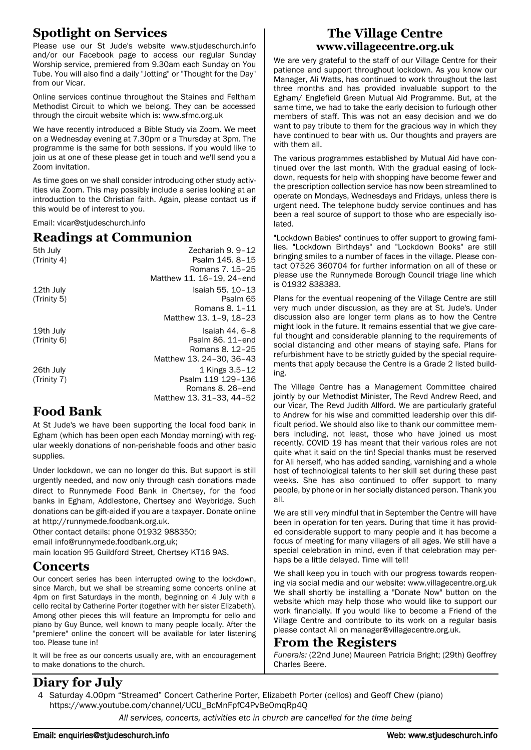## Spotlight on Services

Please use our St Jude's website www.stjudeschurch.info and/or our Facebook page to access our regular Sunday Worship service, premiered from 9.30am each Sunday on You Tube. You will also find a daily "Jotting" or "Thought for the Day" from our Vicar.

Online services continue throughout the Staines and Feltham Methodist Circuit to which we belong. They can be accessed through the circuit website which is: www.sfmc.org.uk

We have recently introduced a Bible Study via Zoom. We meet on a Wednesday evening at 7.30pm or a Thursday at 3pm. The programme is the same for both sessions. If you would like to join us at one of these please get in touch and we'll send you a Zoom invitation.

As time goes on we shall consider introducing other study activities via Zoom. This may possibly include a series looking at an introduction to the Christian faith. Again, please contact us if this would be of interest to you.

Email: vicar@stjudeschurch.info

## Readings at Communion

| | |
|---|---|
| 5th July (Trinity 4) | Zechariah 9. 9–12<br>Psalm 145. 8–15<br>Romans 7. 15–25<br>Matthew 11. 16–19, 24–end |
| 12th July (Trinity 5) | Isaiah 55. 10–13<br>Psalm 65<br>Romans 8. 1–11<br>Matthew 13. 1–9, 18–23 |
| 19th July (Trinity 6) | Isaiah 44. 6–8<br>Psalm 86. 11–end<br>Romans 8. 12–25<br>Matthew 13. 24–30, 36–43 |
| 26th July (Trinity 7) | 1 Kings 3.5–12<br>Psalm 119 129–136<br>Romans 8. 26–end<br>Matthew 13. 31–33, 44–52 |

## Food Bank

At St Jude's we have been supporting the local food bank in Egham (which has been open each Monday morning) with regular weekly donations of non-perishable foods and other basic supplies.

Under lockdown, we can no longer do this. But support is still urgently needed, and now only through cash donations made direct to Runnymede Food Bank in Chertsey, for the food banks in Egham, Addlestone, Chertsey and Weybridge. Such donations can be gift-aided if you are a taxpayer. Donate online at http://runnymede.foodbank.org.uk.

Other contact details: phone 01932 988350;
email info@runnymede.foodbank.org.uk;
main location 95 Guildford Street, Chertsey KT16 9AS.

## Concerts

Our concert series has been interrupted owing to the lockdown, since March, but we shall be streaming some concerts online at 4pm on first Saturdays in the month, beginning on 4 July with a cello recital by Catherine Porter (together with her sister Elizabeth). Among other pieces this will feature an Impromptu for cello and piano by Guy Bunce, well known to many people locally. After the "premiere" online the concert will be available for later listening too. Please tune in!

It will be free as our concerts usually are, with an encouragement to make donations to the church.

## The Village Centre
### www.villagecentre.org.uk

We are very grateful to the staff of our Village Centre for their patience and support throughout lockdown. As you know our Manager, Ali Watts, has continued to work throughout the last three months and has provided invaluable support to the Egham/ Englefield Green Mutual Aid Programme. But, at the same time, we had to take the early decision to furlough other members of staff. This was not an easy decision and we do want to pay tribute to them for the gracious way in which they have continued to bear with us. Our thoughts and prayers are with them all.

The various programmes established by Mutual Aid have continued over the last month. With the gradual easing of lockdown, requests for help with shopping have become fewer and the prescription collection service has now been streamlined to operate on Mondays, Wednesdays and Fridays, unless there is urgent need. The telephone buddy service continues and has been a real source of support to those who are especially isolated.

"Lockdown Babies" continues to offer support to growing families. "Lockdown Birthdays" and "Lockdown Books" are still bringing smiles to a number of faces in the village. Please contact 07526 360704 for further information on all of these or please use the Runnymede Borough Council triage line which is 01932 838383.

Plans for the eventual reopening of the Village Centre are still very much under discussion, as they are at St. Jude's. Under discussion also are longer term plans as to how the Centre might look in the future. It remains essential that we give careful thought and considerable planning to the requirements of social distancing and other means of staying safe. Plans for refurbishment have to be strictly guided by the special requirements that apply because the Centre is a Grade 2 listed building.

The Village Centre has a Management Committee chaired jointly by our Methodist Minister, The Revd Andrew Reed, and our Vicar, The Revd Judith Allford. We are particularly grateful to Andrew for his wise and committed leadership over this difficult period. We should also like to thank our committee members including, not least, those who have joined us most recently. COVID 19 has meant that their various roles are not quite what it said on the tin! Special thanks must be reserved for Ali herself, who has added sanding, varnishing and a whole host of technological talents to her skill set during these past weeks. She has also continued to offer support to many people, by phone or in her socially distanced person. Thank you all.

We are still very mindful that in September the Centre will have been in operation for ten years. During that time it has provided considerable support to many people and it has become a focus of meeting for many villagers of all ages. We still have a special celebration in mind, even if that celebration may perhaps be a little delayed. Time will tell!

We shall keep you in touch with our progress towards reopening via social media and our website: www.villagecentre.org.uk We shall shortly be installing a "Donate Now" button on the website which may help those who would like to support our work financially. If you would like to become a Friend of the Village Centre and contribute to its work on a regular basis please contact Ali on manager@villagecentre.org.uk.

## From the Registers

*Funerals:* (22nd June) Maureen Patricia Bright; (29th) Geoffrey Charles Beere.

## Diary for July

4 Saturday 4.00pm "Streamed" Concert Catherine Porter, Elizabeth Porter (cellos) and Geoff Chew (piano) https://www.youtube.com/channel/UCU_BcMnFpfC4PvBeOmqRp4Q

*All services, concerts, activities etc in church are cancelled for the time being*

Email: enquiries@stjudeschurch.info Web: www.stjudeschurch.info